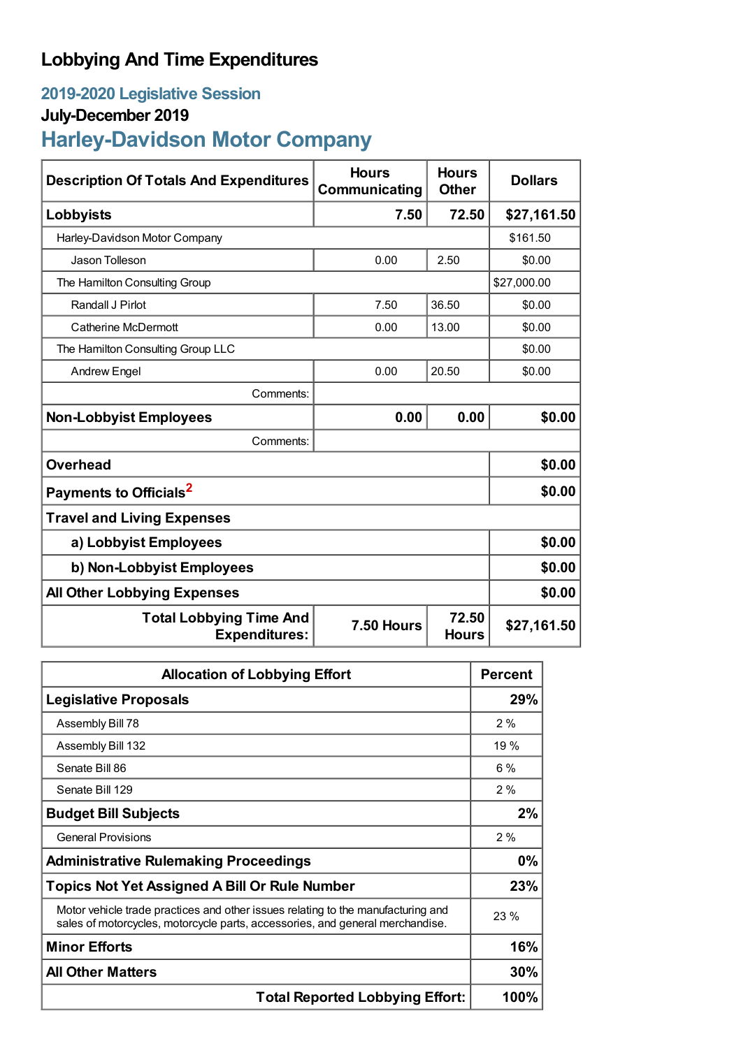# Lobbying And Time Expenditures

## 2019-2020 Legislative Session

### July-December 2019

## Harley-Davidson Motor Company

| Description Of Totals And Expenditures | Hours Communicating | Hours Other | Dollars |
|---|---|---|---|
| **Lobbyists** | **7.50** | **72.50** | **$27,161.50** |
| Harley-Davidson Motor Company | | | $161.50 |
| Jason Tolleson | 0.00 | 2.50 | $0.00 |
| The Hamilton Consulting Group | | | $27,000.00 |
| Randall J Pirlot | 7.50 | 36.50 | $0.00 |
| Catherine McDermott | 0.00 | 13.00 | $0.00 |
| The Hamilton Consulting Group LLC | | | $0.00 |
| Andrew Engel | 0.00 | 20.50 | $0.00 |
| Comments: | | | |
| **Non-Lobbyist Employees** | **0.00** | **0.00** | **$0.00** |
| Comments: | | | |
| **Overhead** | | | **$0.00** |
| **Payments to Officials**[2] | | | **$0.00** |
| **Travel and Living Expenses** | | | |
| **a) Lobbyist Employees** | | | **$0.00** |
| **b) Non-Lobbyist Employees** | | | **$0.00** |
| **All Other Lobbying Expenses** | | | **$0.00** |
| **Total Lobbying Time And Expenditures:** | **7.50 Hours** | **72.50 Hours** | **$27,161.50** |

| Allocation of Lobbying Effort | Percent |
|---|---|
| **Legislative Proposals** | **29%** |
| Assembly Bill 78 | 2 % |
| Assembly Bill 132 | 19 % |
| Senate Bill 86 | 6 % |
| Senate Bill 129 | 2 % |
| **Budget Bill Subjects** | **2%** |
| General Provisions | 2 % |
| **Administrative Rulemaking Proceedings** | **0%** |
| **Topics Not Yet Assigned A Bill Or Rule Number** | **23%** |
| Motor vehicle trade practices and other issues relating to the manufacturing and sales of motorcycles, motorcycle parts, accessories, and general merchandise. | 23 % |
| **Minor Efforts** | **16%** |
| **All Other Matters** | **30%** |
| **Total Reported Lobbying Effort:** | **100%** |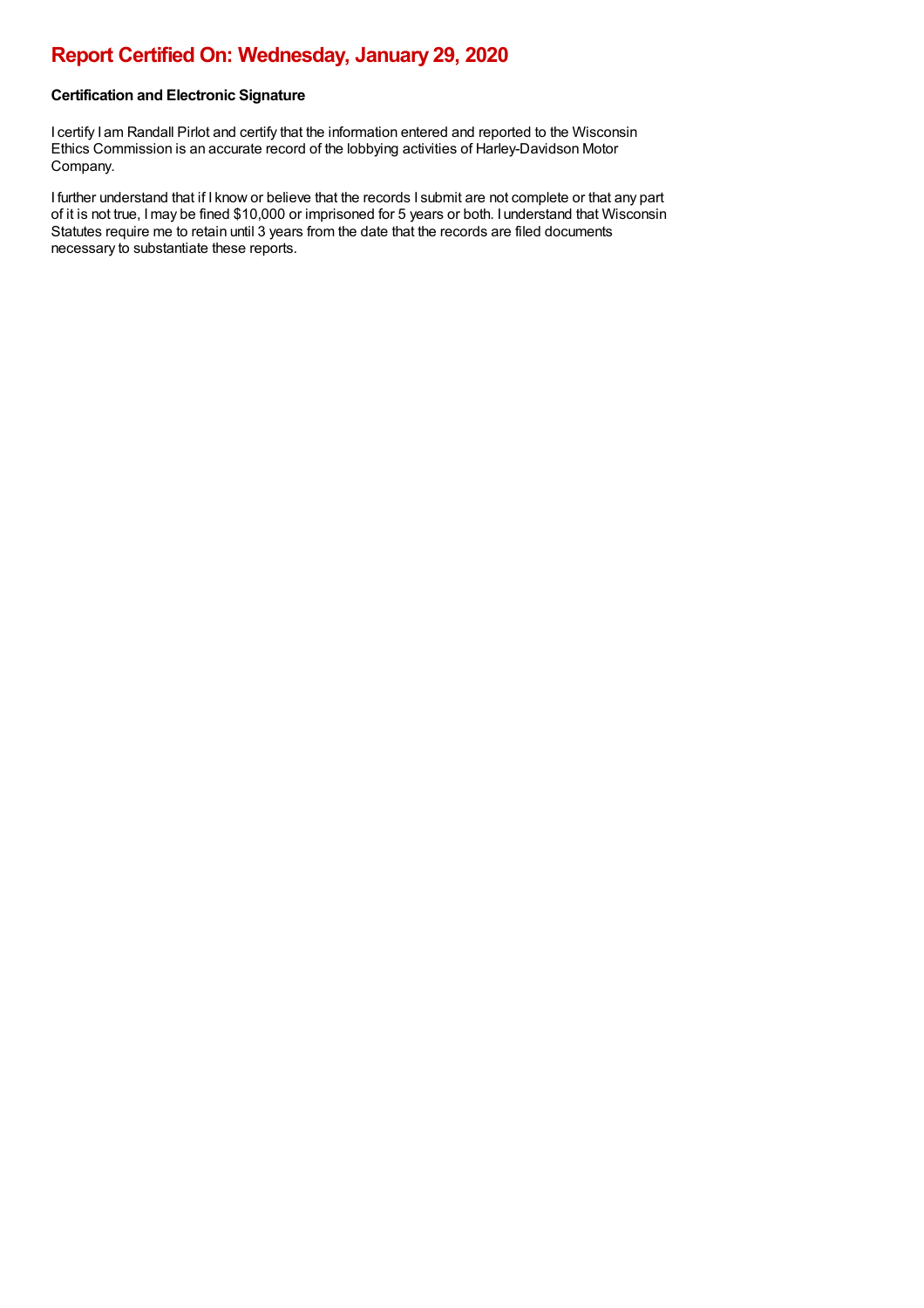# Report Certified On: Wednesday, January 29, 2020

**Certification and Electronic Signature**

I certify I am Randall Pirlot and certify that the information entered and reported to the Wisconsin Ethics Commission is an accurate record of the lobbying activities of Harley-Davidson Motor Company.

I further understand that if I know or believe that the records I submit are not complete or that any part of it is not true, I may be fined $10,000 or imprisoned for 5 years or both. I understand that Wisconsin Statutes require me to retain until 3 years from the date that the records are filed documents necessary to substantiate these reports.